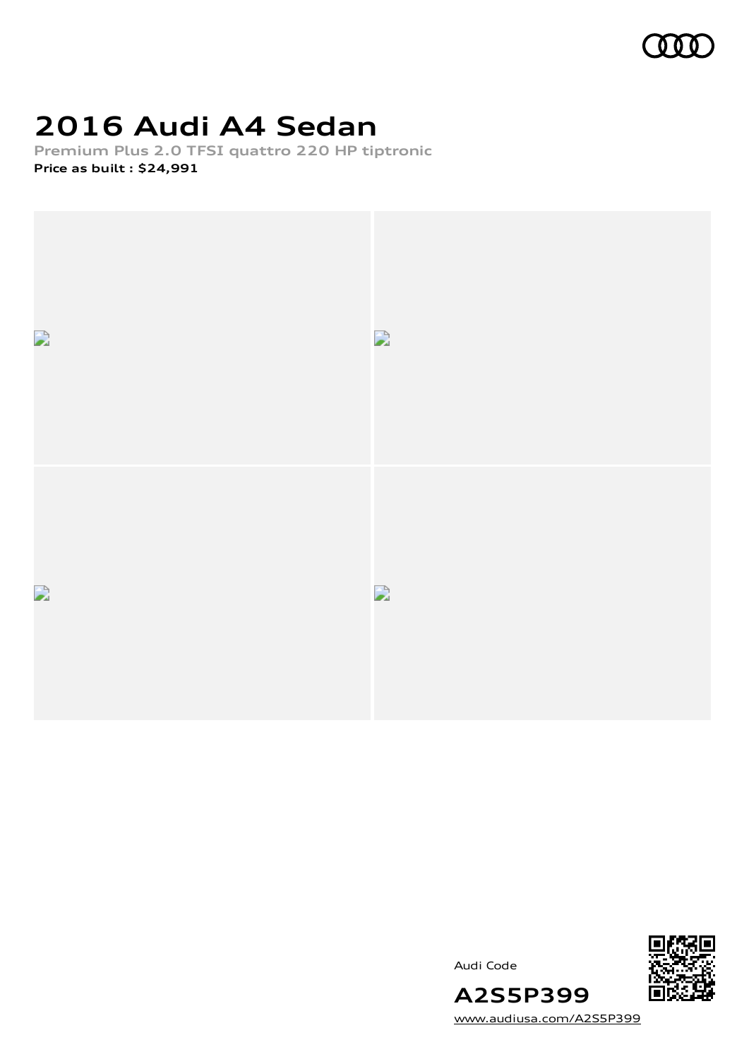# 2016 Audi A4 Sedan

**Premium Plus 2.0 TFSI quattro 220 HP tiptronic**

**Price as built : $24,991**

Audi Code

**A2S5P399**

www.audiusa.com/A2S5P399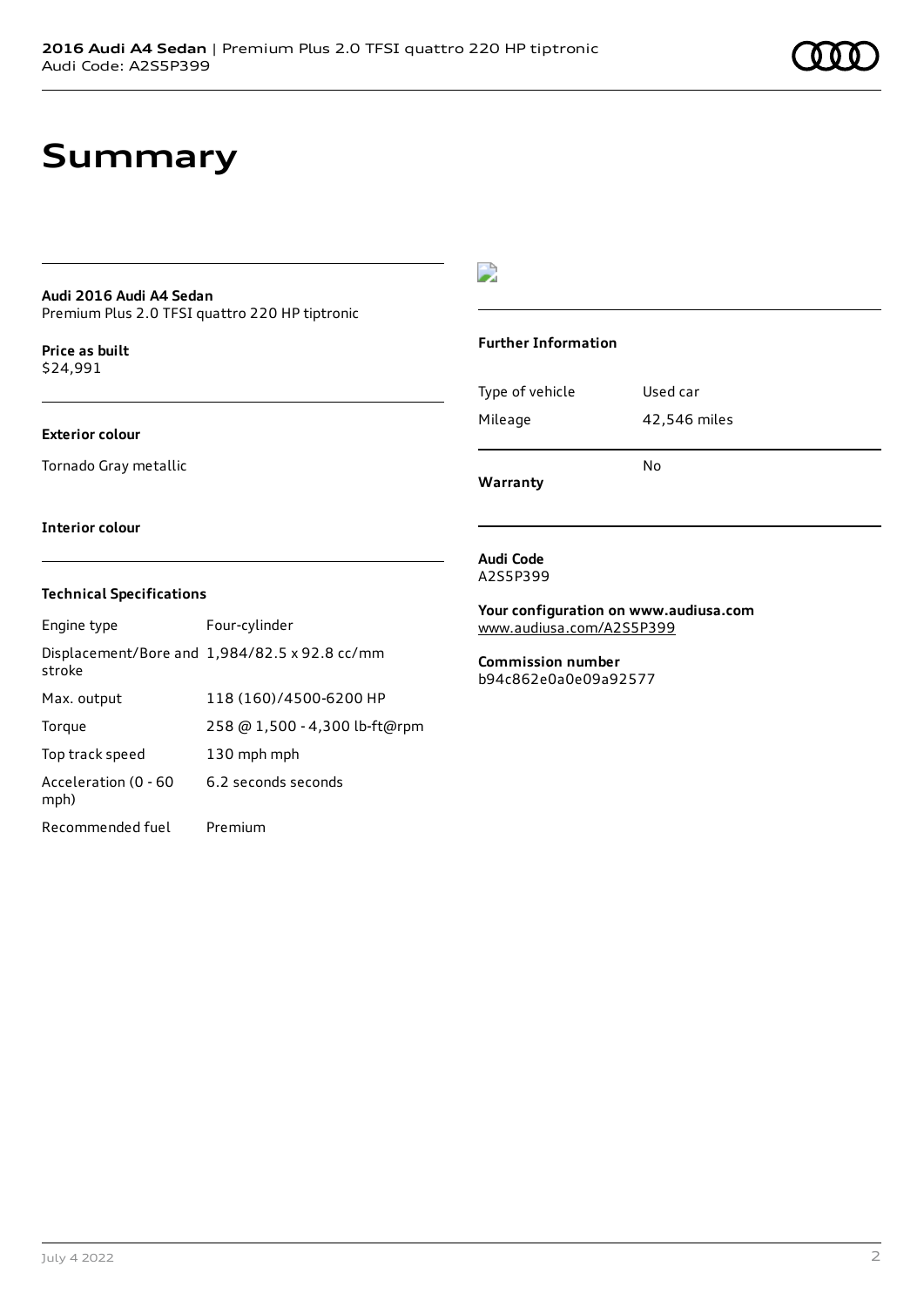# Summary

**Audi 2016 Audi A4 Sedan**
Premium Plus 2.0 TFSI quattro 220 HP tiptronic

**Price as built**
$24,991

**Exterior colour**

Tornado Gray metallic

**Interior colour**

**Technical Specifications**

| | |
|---|---|
| Engine type | Four-cylinder |
| Displacement/Bore and stroke | 1,984/82.5 x 92.8 cc/mm |
| Max. output | 118 (160)/4500-6200 HP |
| Torque | 258 @ 1,500 - 4,300 lb-ft@rpm |
| Top track speed | 130 mph mph |
| Acceleration (0 - 60 mph) | 6.2 seconds seconds |
| Recommended fuel | Premium |

**Further Information**

| | |
|---|---|
| Type of vehicle | Used car |
| Mileage | 42,546 miles |
| **Warranty** | No |

**Audi Code**
A2S5P399

**Your configuration on www.audiusa.com**
www.audiusa.com/A2S5P399

**Commission number**
b94c862e0a0e09a92577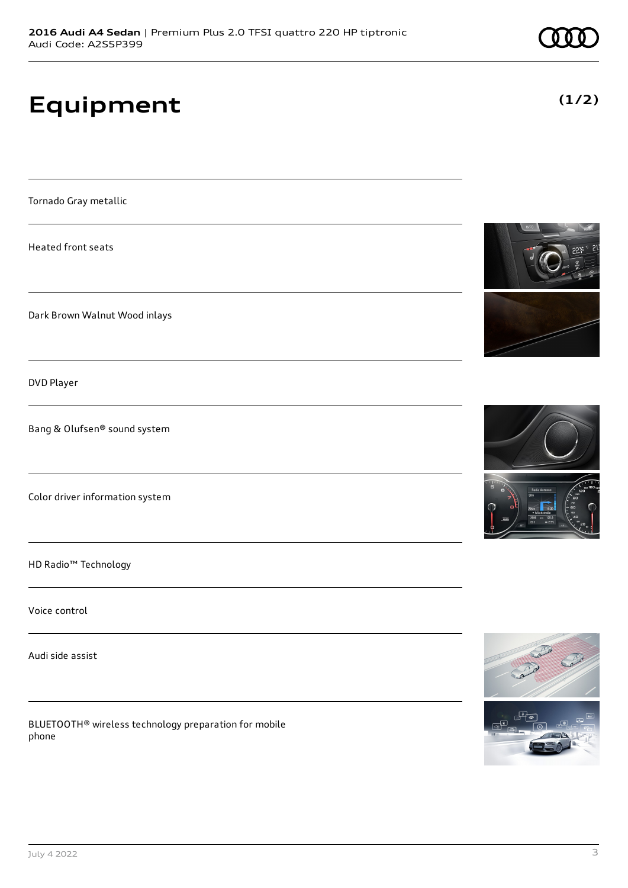# Equipment

(1/2)

Tornado Gray metallic

Heated front seats

Dark Brown Walnut Wood inlays

DVD Player

Bang & Olufsen® sound system

Color driver information system

HD Radio™ Technology

Voice control

Audi side assist

BLUETOOTH® wireless technology preparation for mobile phone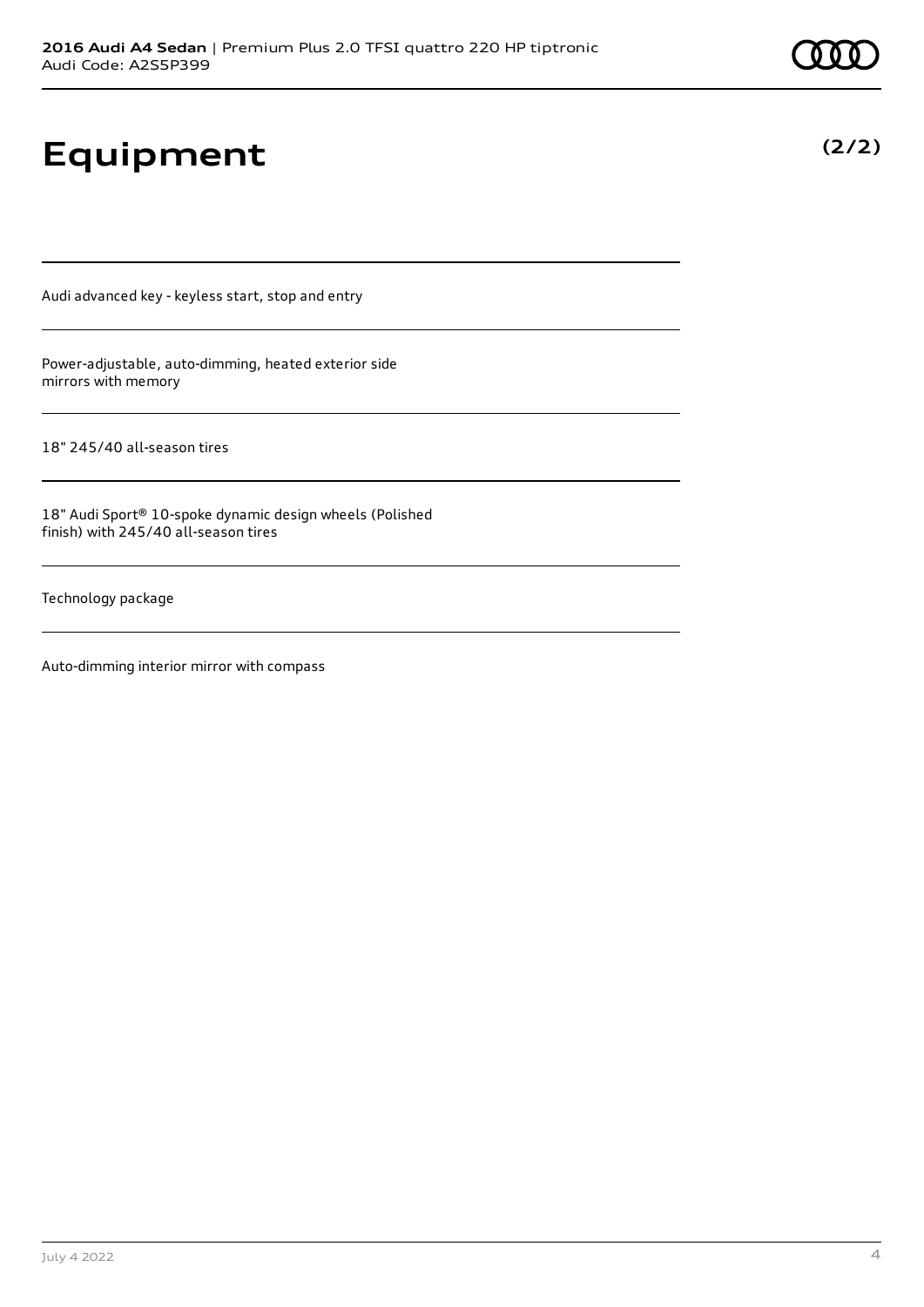# Equipment

**(2/2)**

Audi advanced key - keyless start, stop and entry

Power-adjustable, auto-dimming, heated exterior side mirrors with memory

18" 245/40 all-season tires

18" Audi Sport® 10-spoke dynamic design wheels (Polished finish) with 245/40 all-season tires

Technology package

Auto-dimming interior mirror with compass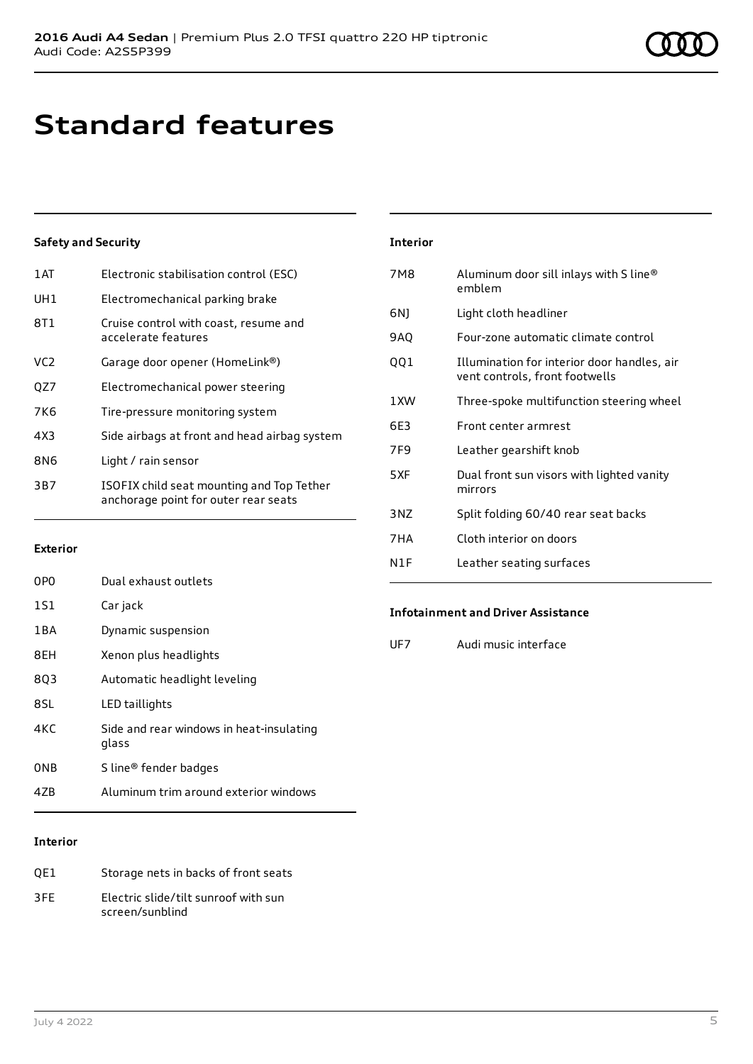# Standard features

### Safety and Security

| | |
|---|---|
| 1AT | Electronic stabilisation control (ESC) |
| UH1 | Electromechanical parking brake |
| 8T1 | Cruise control with coast, resume and accelerate features |
| VC2 | Garage door opener (HomeLink®) |
| QZ7 | Electromechanical power steering |
| 7K6 | Tire-pressure monitoring system |
| 4X3 | Side airbags at front and head airbag system |
| 8N6 | Light / rain sensor |
| 3B7 | ISOFIX child seat mounting and Top Tether anchorage point for outer rear seats |

### Exterior

| | |
|---|---|
| 0P0 | Dual exhaust outlets |
| 1S1 | Car jack |
| 1BA | Dynamic suspension |
| 8EH | Xenon plus headlights |
| 8Q3 | Automatic headlight leveling |
| 8SL | LED taillights |
| 4KC | Side and rear windows in heat-insulating glass |
| 0NB | S line® fender badges |
| 4ZB | Aluminum trim around exterior windows |

### Interior

| | |
|---|---|
| QE1 | Storage nets in backs of front seats |
| 3FE | Electric slide/tilt sunroof with sun screen/sunblind |
| 7M8 | Aluminum door sill inlays with S line® emblem |
| 6NJ | Light cloth headliner |
| 9AQ | Four-zone automatic climate control |
| QQ1 | Illumination for interior door handles, air vent controls, front footwells |
| 1XW | Three-spoke multifunction steering wheel |
| 6E3 | Front center armrest |
| 7F9 | Leather gearshift knob |
| 5XF | Dual front sun visors with lighted vanity mirrors |
| 3NZ | Split folding 60/40 rear seat backs |
| 7HA | Cloth interior on doors |
| N1F | Leather seating surfaces |

### Infotainment and Driver Assistance

| | |
|---|---|
| UF7 | Audi music interface |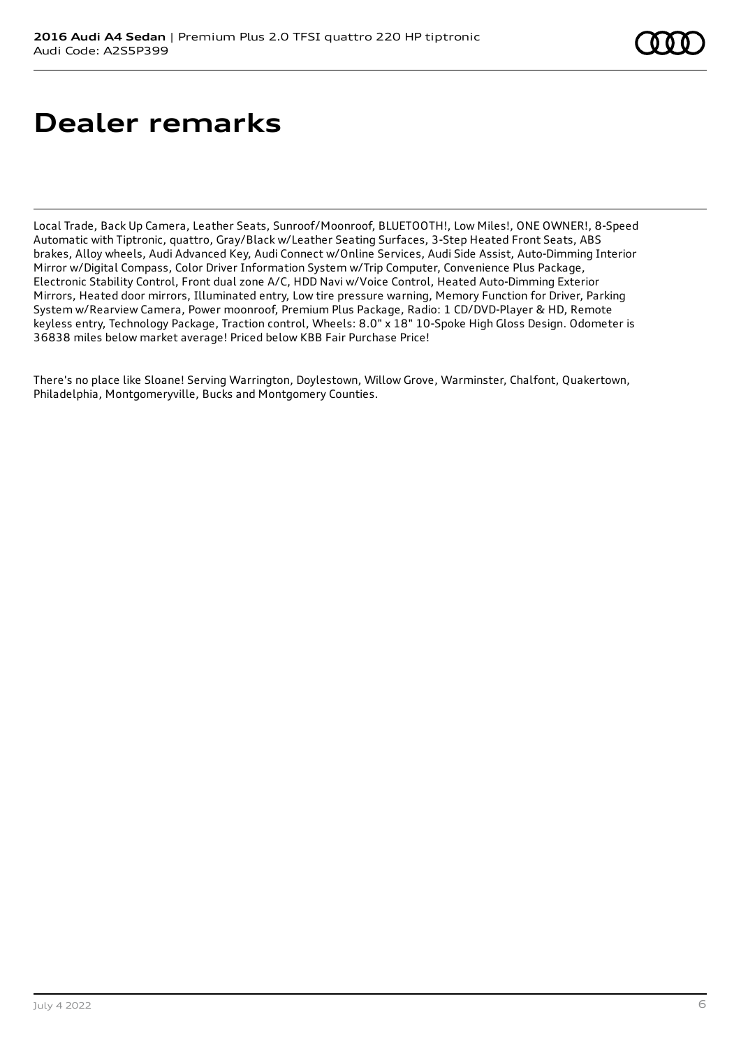# Dealer remarks

Local Trade, Back Up Camera, Leather Seats, Sunroof/Moonroof, BLUETOOTH!, Low Miles!, ONE OWNER!, 8-Speed Automatic with Tiptronic, quattro, Gray/Black w/Leather Seating Surfaces, 3-Step Heated Front Seats, ABS brakes, Alloy wheels, Audi Advanced Key, Audi Connect w/Online Services, Audi Side Assist, Auto-Dimming Interior Mirror w/Digital Compass, Color Driver Information System w/Trip Computer, Convenience Plus Package, Electronic Stability Control, Front dual zone A/C, HDD Navi w/Voice Control, Heated Auto-Dimming Exterior Mirrors, Heated door mirrors, Illuminated entry, Low tire pressure warning, Memory Function for Driver, Parking System w/Rearview Camera, Power moonroof, Premium Plus Package, Radio: 1 CD/DVD-Player & HD, Remote keyless entry, Technology Package, Traction control, Wheels: 8.0" x 18" 10-Spoke High Gloss Design. Odometer is 36838 miles below market average! Priced below KBB Fair Purchase Price!

There's no place like Sloane! Serving Warrington, Doylestown, Willow Grove, Warminster, Chalfont, Quakertown, Philadelphia, Montgomeryville, Bucks and Montgomery Counties.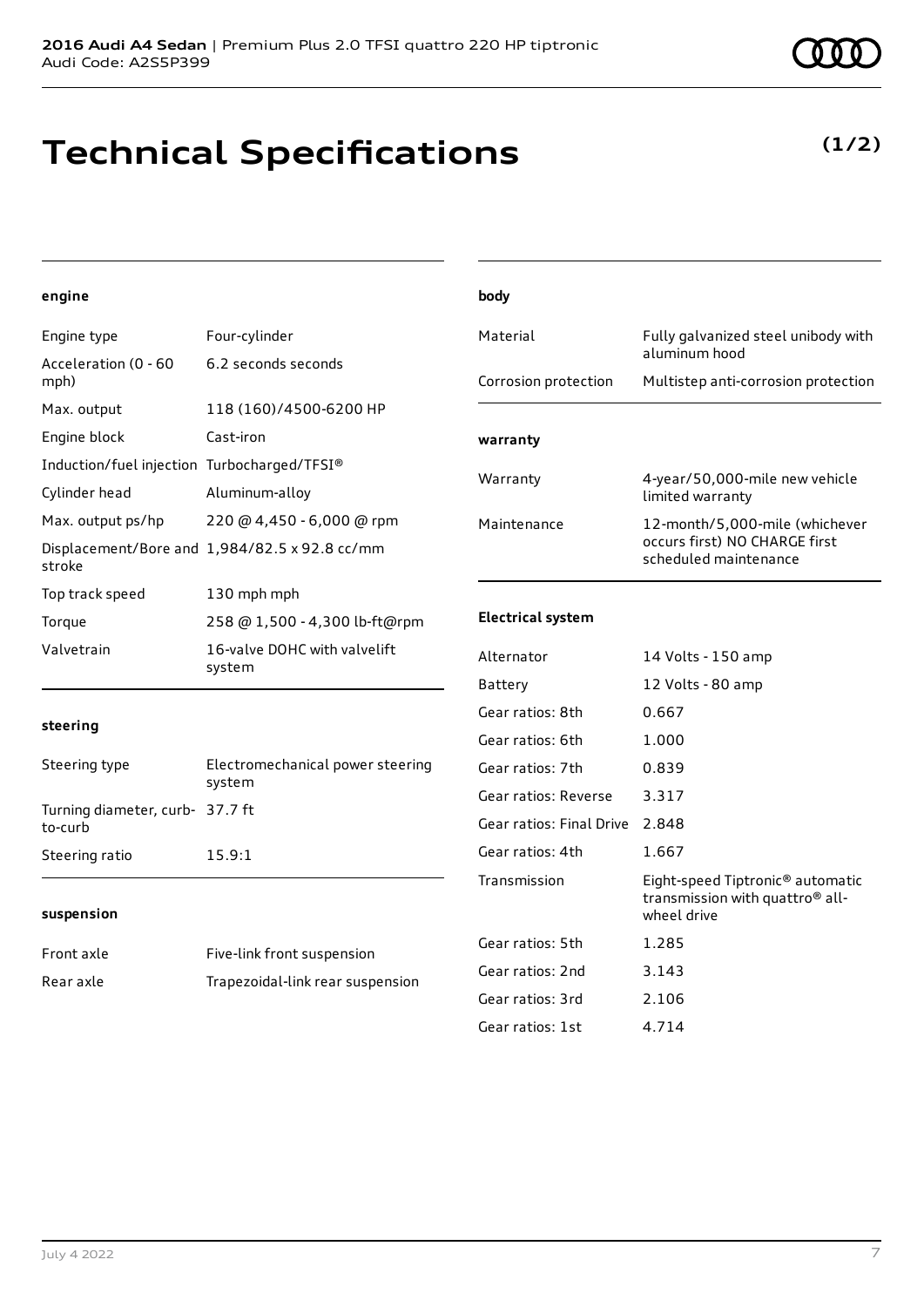**2016 Audi A4 Sedan** | Premium Plus 2.0 TFSI quattro 220 HP tiptronic
Audi Code: A2S5P399

# Technical Specifications

**(1/2)**

#### engine

| | |
|---|---|
| Engine type | Four-cylinder |
| Acceleration (0 - 60 mph) | 6.2 seconds seconds |
| Max. output | 118 (160)/4500-6200 HP |
| Engine block | Cast-iron |
| Induction/fuel injection | Turbocharged/TFSI® |
| Cylinder head | Aluminum-alloy |
| Max. output ps/hp | 220 @ 4,450 - 6,000 @ rpm |
| Displacement/Bore and stroke | 1,984/82.5 x 92.8 cc/mm |
| Top track speed | 130 mph mph |
| Torque | 258 @ 1,500 - 4,300 lb-ft@rpm |
| Valvetrain | 16-valve DOHC with valvelift system |

#### steering

| | |
|---|---|
| Steering type | Electromechanical power steering system |
| Turning diameter, curb-to-curb | 37.7 ft |
| Steering ratio | 15.9:1 |

#### suspension

| | |
|---|---|
| Front axle | Five-link front suspension |
| Rear axle | Trapezoidal-link rear suspension |

#### body

| | |
|---|---|
| Material | Fully galvanized steel unibody with aluminum hood |
| Corrosion protection | Multistep anti-corrosion protection |

#### warranty

| | |
|---|---|
| Warranty | 4-year/50,000-mile new vehicle limited warranty |
| Maintenance | 12-month/5,000-mile (whichever occurs first) NO CHARGE first scheduled maintenance |

#### Electrical system

| | |
|---|---|
| Alternator | 14 Volts - 150 amp |
| Battery | 12 Volts - 80 amp |
| Gear ratios: 8th | 0.667 |
| Gear ratios: 6th | 1.000 |
| Gear ratios: 7th | 0.839 |
| Gear ratios: Reverse | 3.317 |
| Gear ratios: Final Drive | 2.848 |
| Gear ratios: 4th | 1.667 |
| Transmission | Eight-speed Tiptronic® automatic transmission with quattro® all-wheel drive |
| Gear ratios: 5th | 1.285 |
| Gear ratios: 2nd | 3.143 |
| Gear ratios: 3rd | 2.106 |
| Gear ratios: 1st | 4.714 |

July 4 2022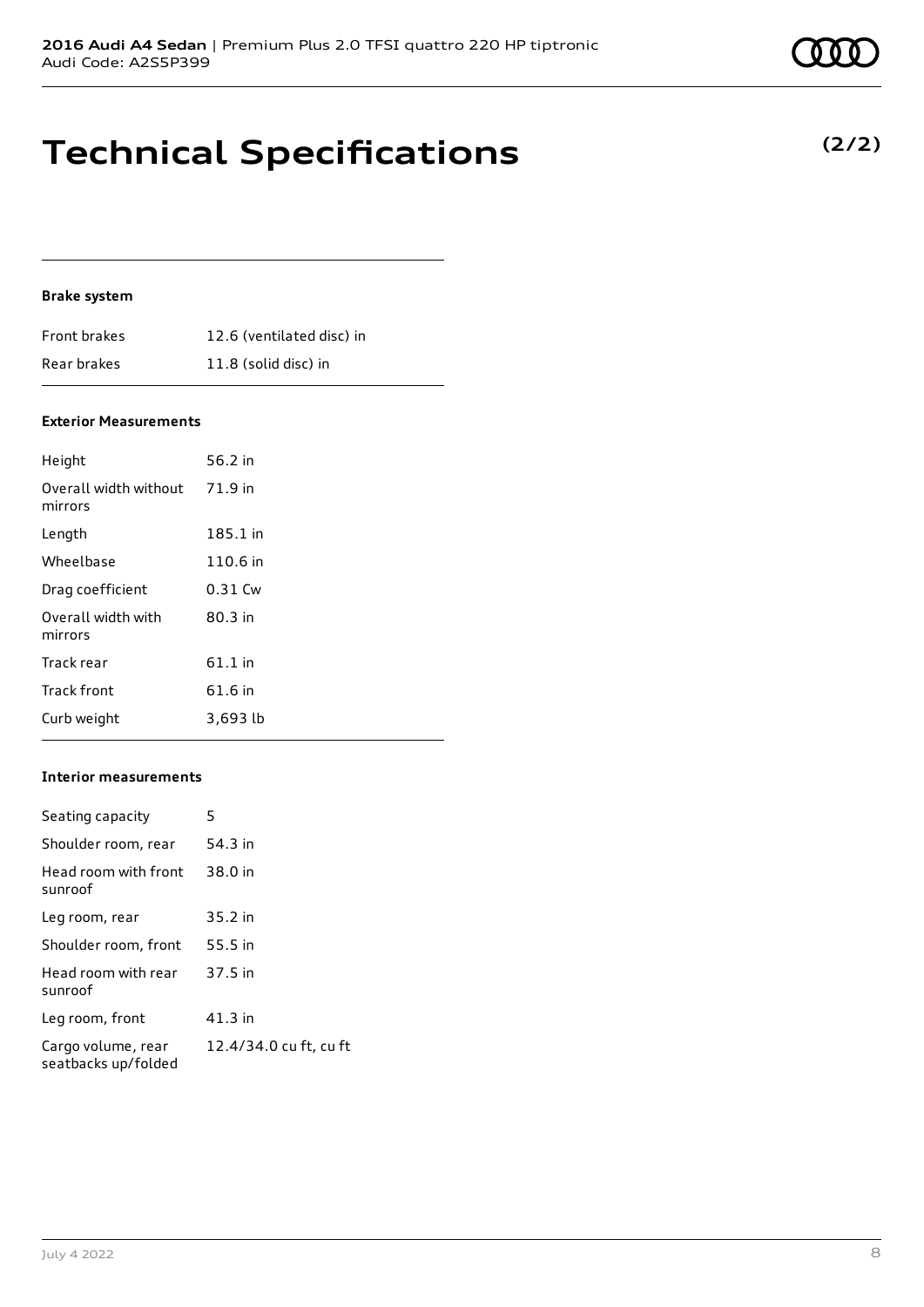# Technical Specifications

**(2/2)**

#### Brake system

| | |
|---|---|
| Front brakes | 12.6 (ventilated disc) in |
| Rear brakes | 11.8 (solid disc) in |

#### Exterior Measurements

| | |
|---|---|
| Height | 56.2 in |
| Overall width without mirrors | 71.9 in |
| Length | 185.1 in |
| Wheelbase | 110.6 in |
| Drag coefficient | 0.31 Cw |
| Overall width with mirrors | 80.3 in |
| Track rear | 61.1 in |
| Track front | 61.6 in |
| Curb weight | 3,693 lb |

#### Interior measurements

| | |
|---|---|
| Seating capacity | 5 |
| Shoulder room, rear | 54.3 in |
| Head room with front sunroof | 38.0 in |
| Leg room, rear | 35.2 in |
| Shoulder room, front | 55.5 in |
| Head room with rear sunroof | 37.5 in |
| Leg room, front | 41.3 in |
| Cargo volume, rear seatbacks up/folded | 12.4/34.0 cu ft, cu ft |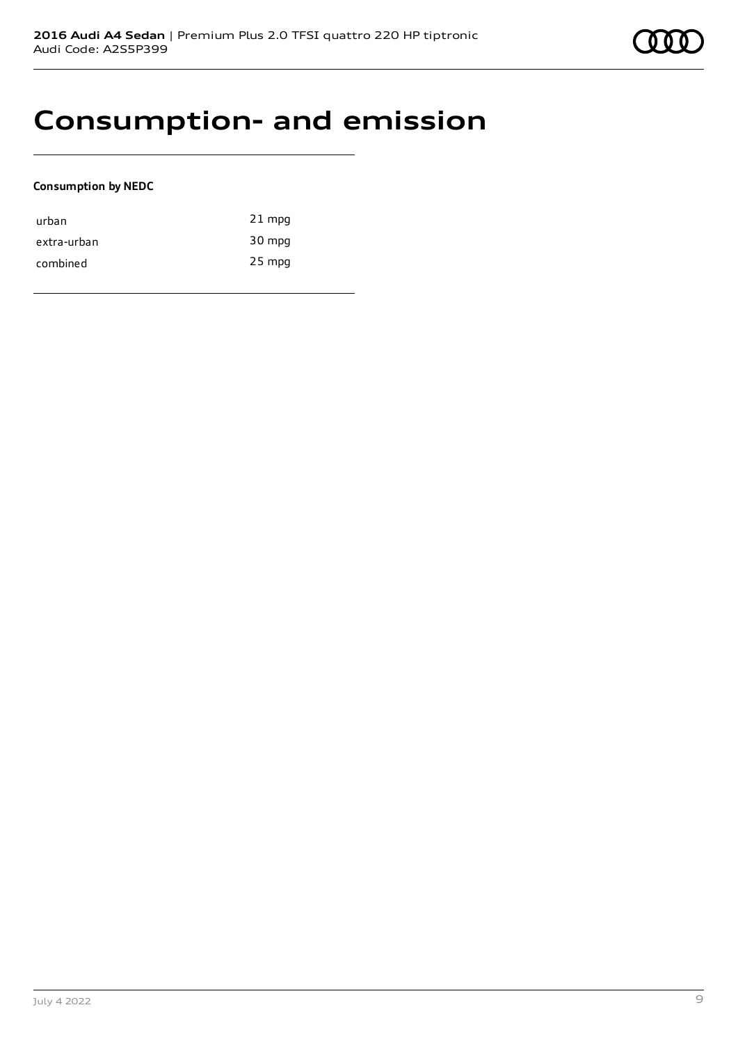# Consumption- and emission

**Consumption by NEDC**

| | |
|---|---|
| urban | 21 mpg |
| extra-urban | 30 mpg |
| combined | 25 mpg |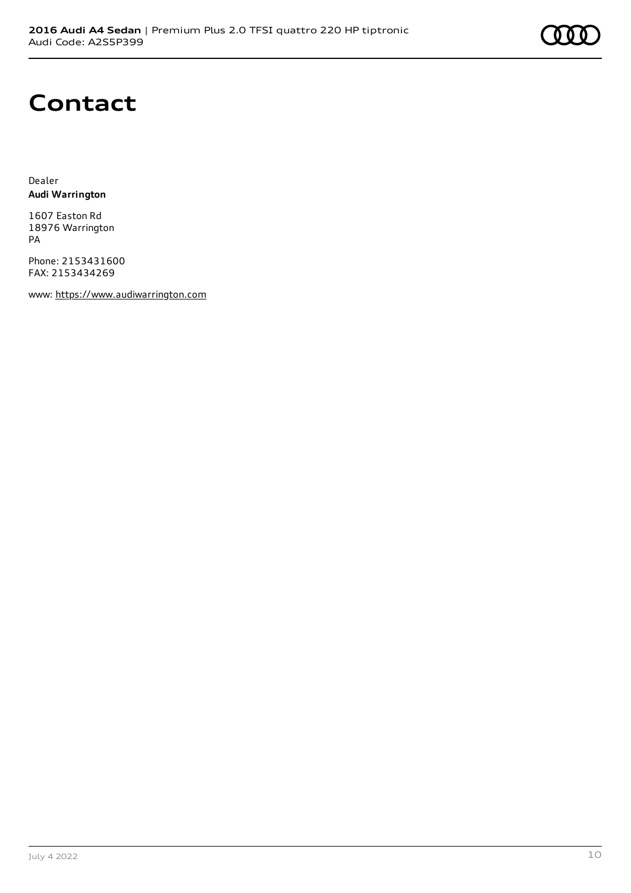# Contact

Dealer
**Audi Warrington**

1607 Easton Rd
18976 Warrington
PA

Phone: 2153431600
FAX: 2153434269

www: https://www.audiwarrington.com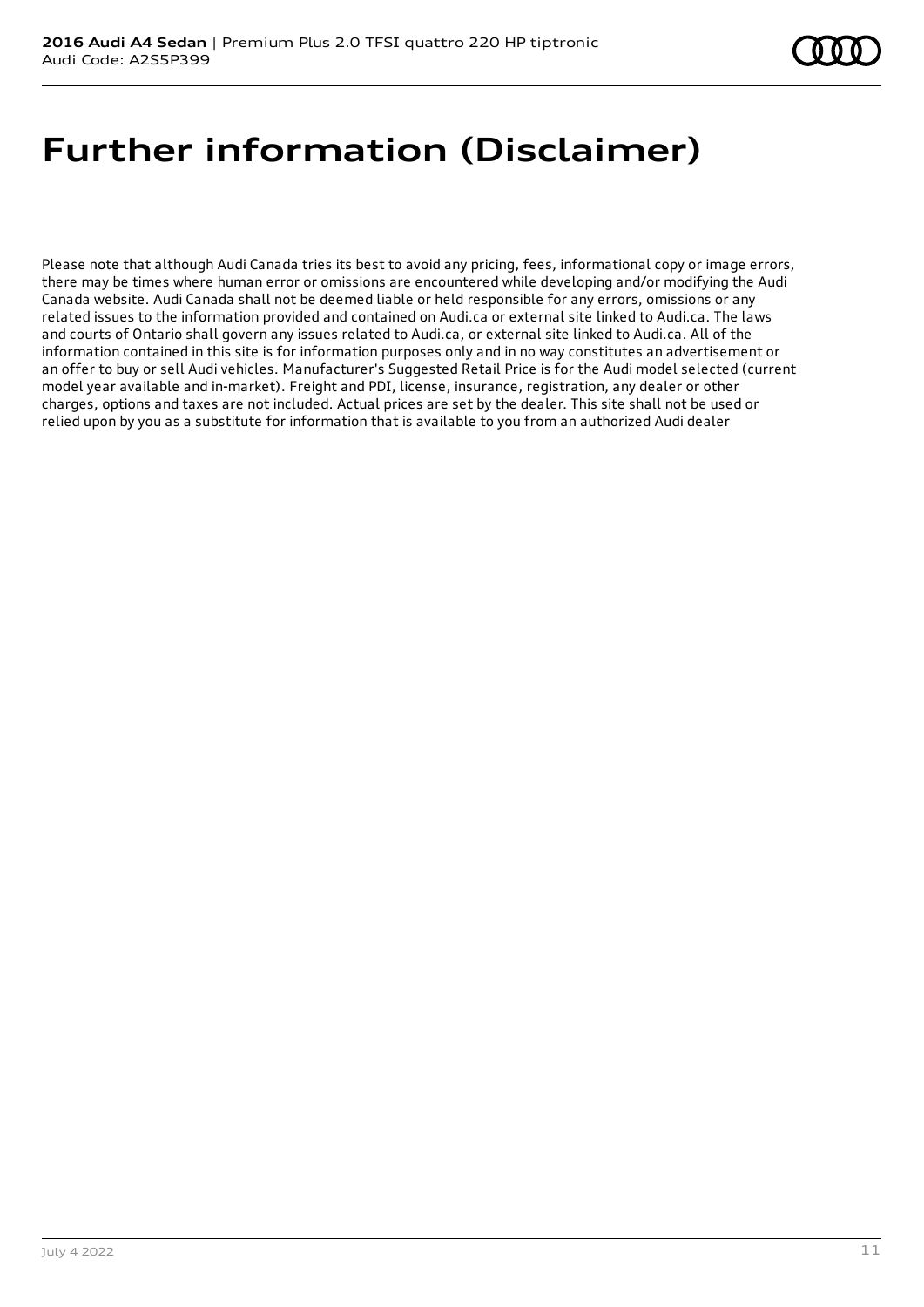# Further information (Disclaimer)

Please note that although Audi Canada tries its best to avoid any pricing, fees, informational copy or image errors, there may be times where human error or omissions are encountered while developing and/or modifying the Audi Canada website. Audi Canada shall not be deemed liable or held responsible for any errors, omissions or any related issues to the information provided and contained on Audi.ca or external site linked to Audi.ca. The laws and courts of Ontario shall govern any issues related to Audi.ca, or external site linked to Audi.ca. All of the information contained in this site is for information purposes only and in no way constitutes an advertisement or an offer to buy or sell Audi vehicles. Manufacturer's Suggested Retail Price is for the Audi model selected (current model year available and in-market). Freight and PDI, license, insurance, registration, any dealer or other charges, options and taxes are not included. Actual prices are set by the dealer. This site shall not be used or relied upon by you as a substitute for information that is available to you from an authorized Audi dealer